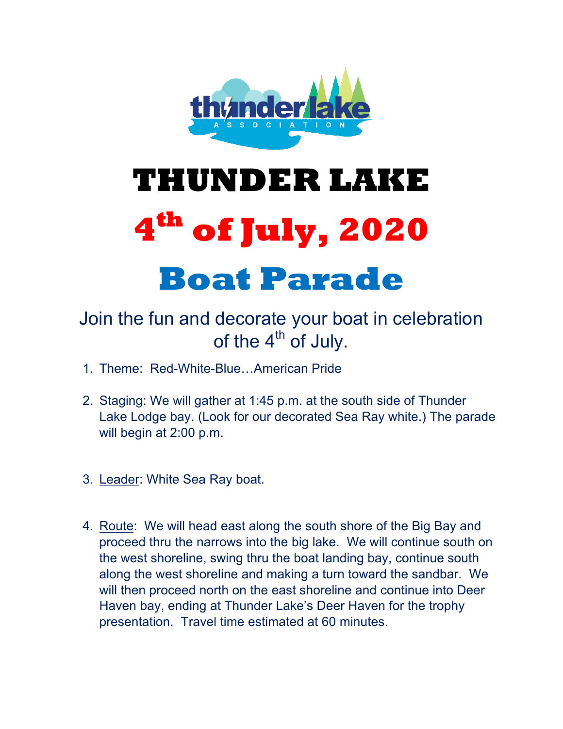# THUNDER LAKE

# 4th of July, 2020

# Boat Parade

Join the fun and decorate your boat in celebration of the 4th of July.

1. Theme: Red-White-Blue…American Pride

2. Staging: We will gather at 1:45 p.m. at the south side of Thunder Lake Lodge bay. (Look for our decorated Sea Ray white.) The parade will begin at 2:00 p.m.

3. Leader: White Sea Ray boat.

4. Route: We will head east along the south shore of the Big Bay and proceed thru the narrows into the big lake. We will continue south on the west shoreline, swing thru the boat landing bay, continue south along the west shoreline and making a turn toward the sandbar. We will then proceed north on the east shoreline and continue into Deer Haven bay, ending at Thunder Lake's Deer Haven for the trophy presentation. Travel time estimated at 60 minutes.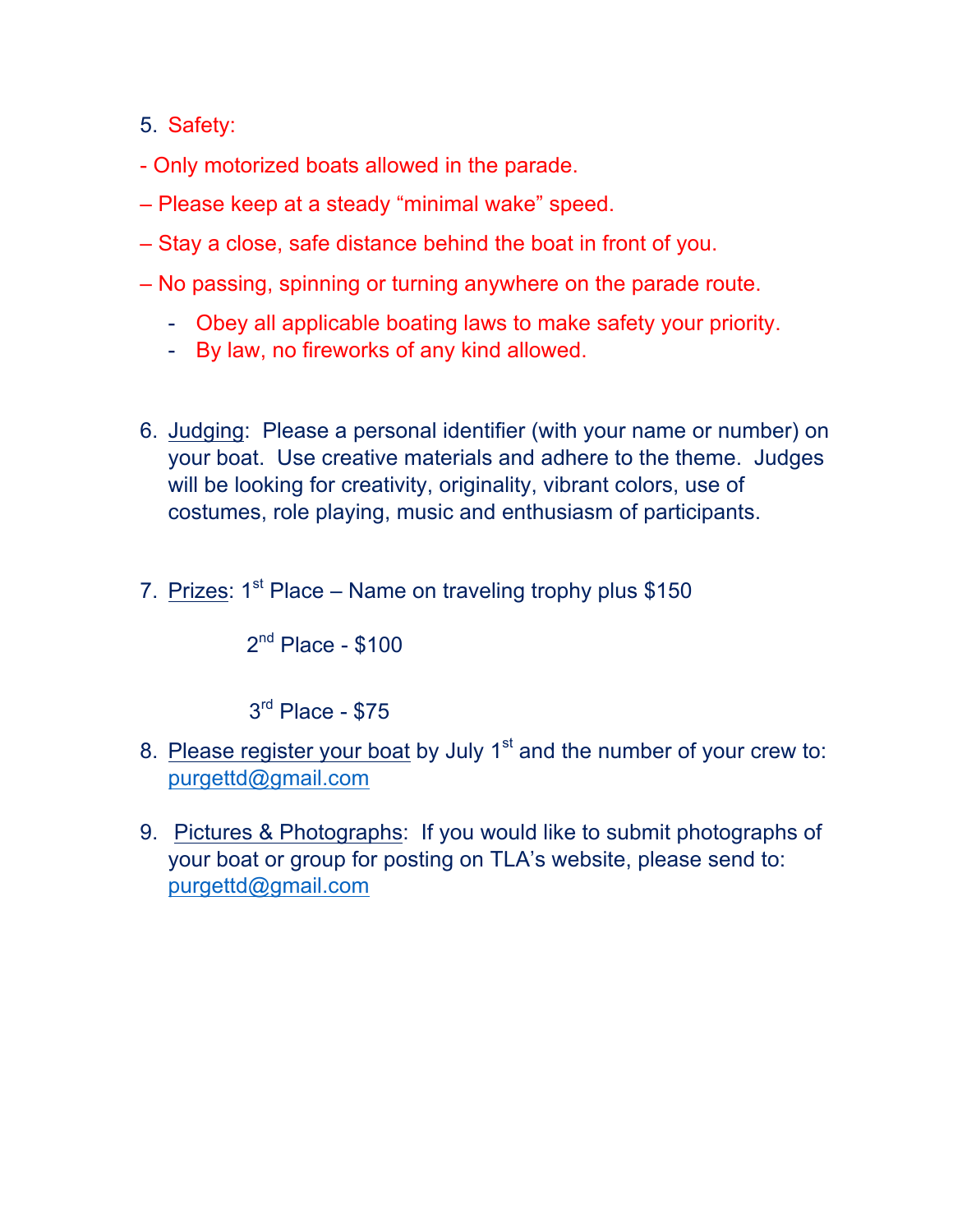5. Safety:

- Only motorized boats allowed in the parade.

– Please keep at a steady “minimal wake” speed.

– Stay a close, safe distance behind the boat in front of you.

– No passing, spinning or turning anywhere on the parade route.

  - Obey all applicable boating laws to make safety your priority.
  - By law, no fireworks of any kind allowed.

6. Judging: Please a personal identifier (with your name or number) on your boat. Use creative materials and adhere to the theme. Judges will be looking for creativity, originality, vibrant colors, use of costumes, role playing, music and enthusiasm of participants.

7. Prizes: 1st Place – Name on traveling trophy plus $150

   2nd Place - $100

   3rd Place - $75

8. Please register your boat by July 1st and the number of your crew to: purgettd@gmail.com

9. Pictures & Photographs: If you would like to submit photographs of your boat or group for posting on TLA’s website, please send to: purgettd@gmail.com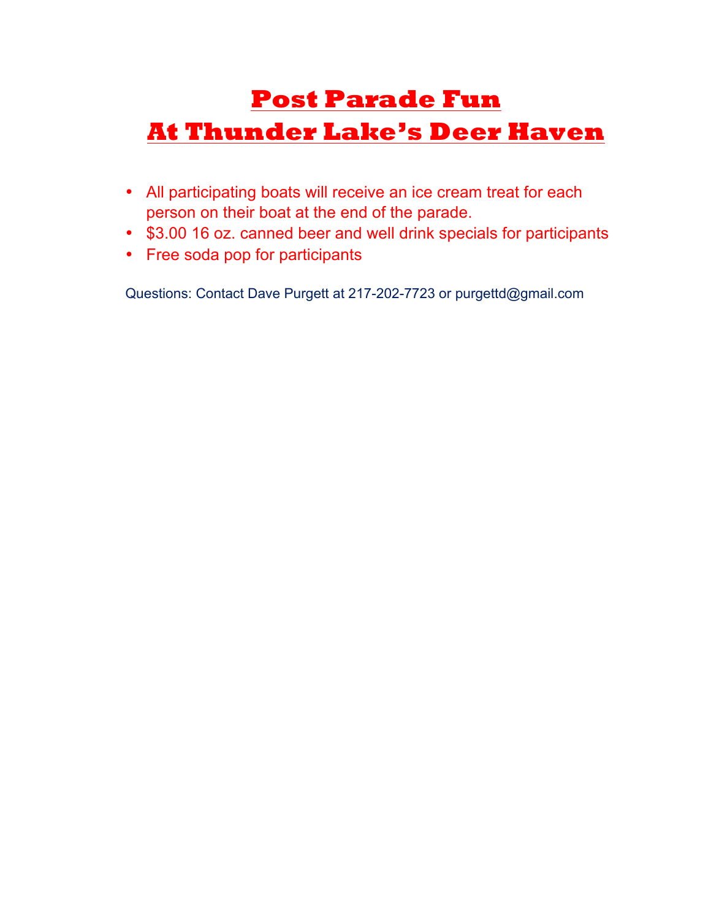# Post Parade Fun
# At Thunder Lake's Deer Haven

- All participating boats will receive an ice cream treat for each person on their boat at the end of the parade.
- $3.00 16 oz. canned beer and well drink specials for participants
- Free soda pop for participants

Questions: Contact Dave Purgett at 217-202-7723 or purgettd@gmail.com